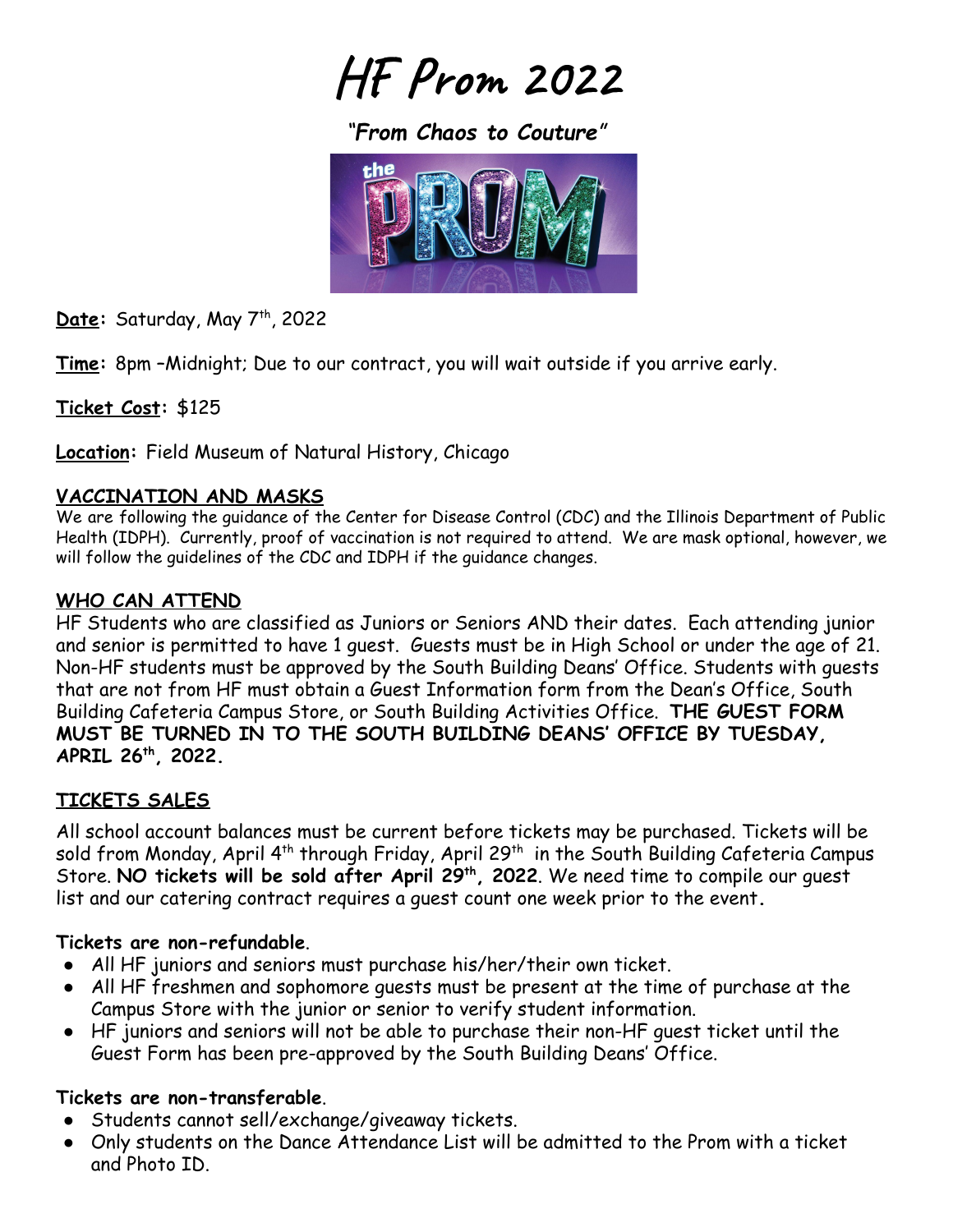# HF Prom 2022

***"From Chaos to Couture"***

**Date:** Saturday, May 7th, 2022

**Time:** 8pm –Midnight; Due to our contract, you will wait outside if you arrive early.

**Ticket Cost:** $125

**Location:** Field Museum of Natural History, Chicago

## VACCINATION AND MASKS

We are following the guidance of the Center for Disease Control (CDC) and the Illinois Department of Public Health (IDPH). Currently, proof of vaccination is not required to attend. We are mask optional, however, we will follow the guidelines of the CDC and IDPH if the guidance changes.

## WHO CAN ATTEND

HF Students who are classified as Juniors or Seniors AND their dates. Each attending junior and senior is permitted to have 1 guest. Guests must be in High School or under the age of 21. Non-HF students must be approved by the South Building Deans' Office. Students with guests that are not from HF must obtain a Guest Information form from the Dean's Office, South Building Cafeteria Campus Store, or South Building Activities Office. **THE GUEST FORM MUST BE TURNED IN TO THE SOUTH BUILDING DEANS' OFFICE BY TUESDAY, APRIL 26th, 2022.**

## TICKETS SALES

All school account balances must be current before tickets may be purchased. Tickets will be sold from Monday, April 4th through Friday, April 29th in the South Building Cafeteria Campus Store. **NO tickets will be sold after April 29th, 2022**. We need time to compile our guest list and our catering contract requires a guest count one week prior to the event.

**Tickets are non-refundable**.

- All HF juniors and seniors must purchase his/her/their own ticket.
- All HF freshmen and sophomore guests must be present at the time of purchase at the Campus Store with the junior or senior to verify student information.
- HF juniors and seniors will not be able to purchase their non-HF guest ticket until the Guest Form has been pre-approved by the South Building Deans' Office.

**Tickets are non-transferable**.

- Students cannot sell/exchange/giveaway tickets.
- Only students on the Dance Attendance List will be admitted to the Prom with a ticket and Photo ID.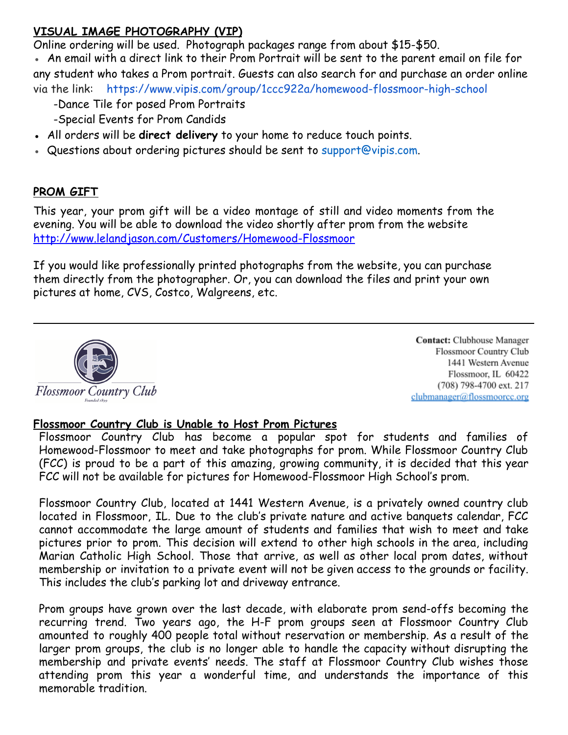## VISUAL IMAGE PHOTOGRAPHY (VIP)

Online ordering will be used. Photograph packages range from about $15-$50.

- An email with a direct link to their Prom Portrait will be sent to the parent email on file for any student who takes a Prom portrait. Guests can also search for and purchase an order online via the link: https://www.vipis.com/group/1ccc922a/homewood-flossmoor-high-school
  - -Dance Tile for posed Prom Portraits
  - -Special Events for Prom Candids
- All orders will be **direct delivery** to your home to reduce touch points.
- Questions about ordering pictures should be sent to support@vipis.com.

## PROM GIFT

This year, your prom gift will be a video montage of still and video moments from the evening. You will be able to download the video shortly after prom from the website http://www.lelandjason.com/Customers/Homewood-Flossmoor

If you would like professionally printed photographs from the website, you can purchase them directly from the photographer. Or, you can download the files and print your own pictures at home, CVS, Costco, Walgreens, etc.

---

Flossmoor Country Club
Founded 1899

**Contact:** Clubhouse Manager
Flossmoor Country Club
1441 Western Avenue
Flossmoor, IL 60422
(708) 798-4700 ext. 217
clubmanager@flossmoorcc.org

## Flossmoor Country Club is Unable to Host Prom Pictures

Flossmoor Country Club has become a popular spot for students and families of Homewood-Flossmoor to meet and take photographs for prom. While Flossmoor Country Club (FCC) is proud to be a part of this amazing, growing community, it is decided that this year FCC will not be available for pictures for Homewood-Flossmoor High School's prom.

Flossmoor Country Club, located at 1441 Western Avenue, is a privately owned country club located in Flossmoor, IL. Due to the club's private nature and active banquets calendar, FCC cannot accommodate the large amount of students and families that wish to meet and take pictures prior to prom. This decision will extend to other high schools in the area, including Marian Catholic High School. Those that arrive, as well as other local prom dates, without membership or invitation to a private event will not be given access to the grounds or facility. This includes the club's parking lot and driveway entrance.

Prom groups have grown over the last decade, with elaborate prom send-offs becoming the recurring trend. Two years ago, the H-F prom groups seen at Flossmoor Country Club amounted to roughly 400 people total without reservation or membership. As a result of the larger prom groups, the club is no longer able to handle the capacity without disrupting the membership and private events' needs. The staff at Flossmoor Country Club wishes those attending prom this year a wonderful time, and understands the importance of this memorable tradition.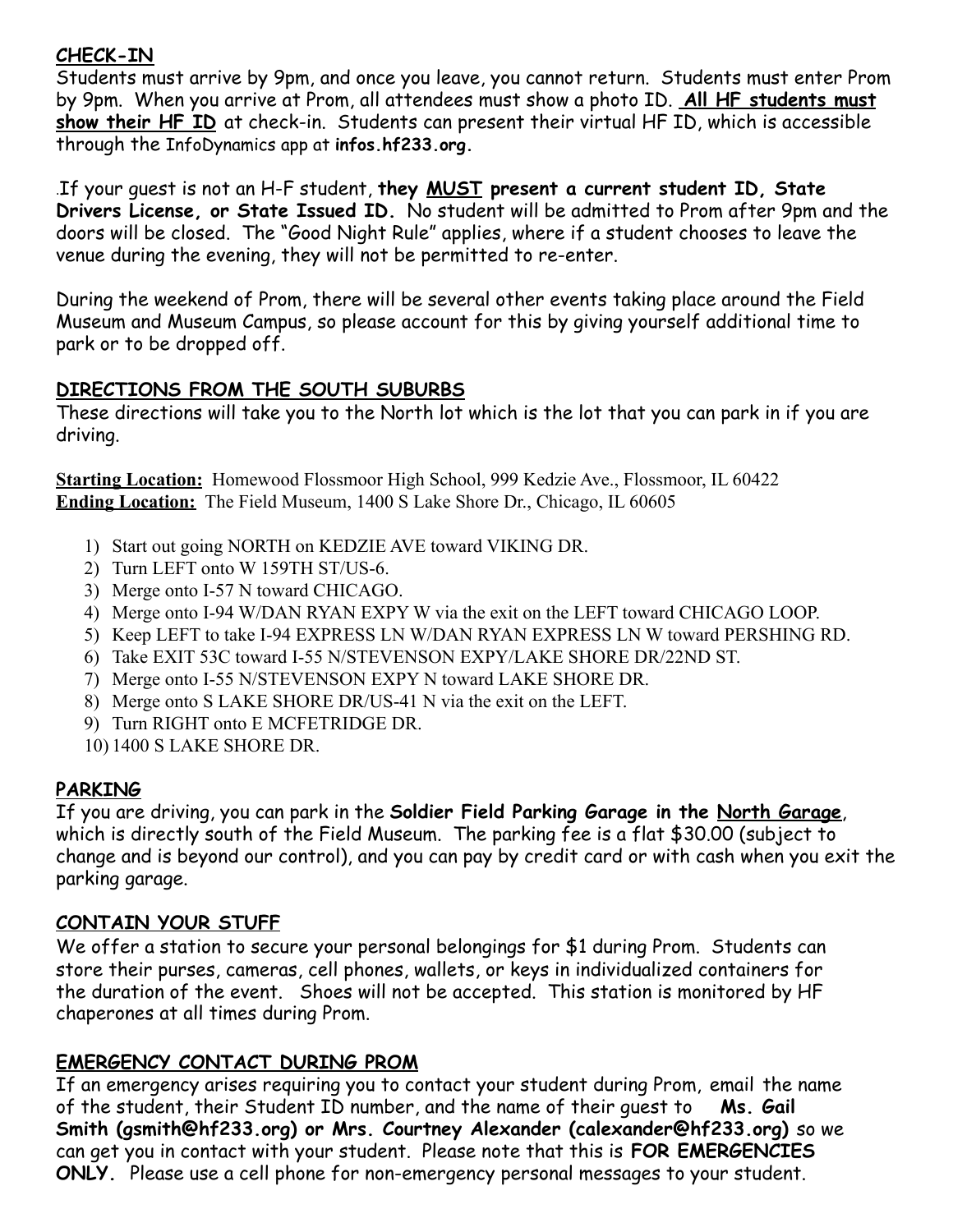## CHECK-IN

Students must arrive by 9pm, and once you leave, you cannot return. Students must enter Prom by 9pm. When you arrive at Prom, all attendees must show a photo ID. **All HF students must show their HF ID** at check-in. Students can present their virtual HF ID, which is accessible through the InfoDynamics app at **infos.hf233.org.**

.If your guest is not an H-F student, **they MUST present a current student ID, State Drivers License, or State Issued ID.** No student will be admitted to Prom after 9pm and the doors will be closed. The "Good Night Rule" applies, where if a student chooses to leave the venue during the evening, they will not be permitted to re-enter.

During the weekend of Prom, there will be several other events taking place around the Field Museum and Museum Campus, so please account for this by giving yourself additional time to park or to be dropped off.

## DIRECTIONS FROM THE SOUTH SUBURBS

These directions will take you to the North lot which is the lot that you can park in if you are driving.

**Starting Location:** Homewood Flossmoor High School, 999 Kedzie Ave., Flossmoor, IL 60422
**Ending Location:** The Field Museum, 1400 S Lake Shore Dr., Chicago, IL 60605

1) Start out going NORTH on KEDZIE AVE toward VIKING DR.
2) Turn LEFT onto W 159TH ST/US-6.
3) Merge onto I-57 N toward CHICAGO.
4) Merge onto I-94 W/DAN RYAN EXPY W via the exit on the LEFT toward CHICAGO LOOP.
5) Keep LEFT to take I-94 EXPRESS LN W/DAN RYAN EXPRESS LN W toward PERSHING RD.
6) Take EXIT 53C toward I-55 N/STEVENSON EXPY/LAKE SHORE DR/22ND ST.
7) Merge onto I-55 N/STEVENSON EXPY N toward LAKE SHORE DR.
8) Merge onto S LAKE SHORE DR/US-41 N via the exit on the LEFT.
9) Turn RIGHT onto E MCFETRIDGE DR.
10) 1400 S LAKE SHORE DR.

## PARKING

If you are driving, you can park in the **Soldier Field Parking Garage in the North Garage**, which is directly south of the Field Museum. The parking fee is a flat $30.00 (subject to change and is beyond our control), and you can pay by credit card or with cash when you exit the parking garage.

## CONTAIN YOUR STUFF

We offer a station to secure your personal belongings for $1 during Prom. Students can store their purses, cameras, cell phones, wallets, or keys in individualized containers for the duration of the event. Shoes will not be accepted. This station is monitored by HF chaperones at all times during Prom.

## EMERGENCY CONTACT DURING PROM

If an emergency arises requiring you to contact your student during Prom, email the name of the student, their Student ID number, and the name of their guest to **Ms. Gail Smith (gsmith@hf233.org) or Mrs. Courtney Alexander (calexander@hf233.org)** so we can get you in contact with your student. Please note that this is **FOR EMERGENCIES ONLY.** Please use a cell phone for non-emergency personal messages to your student.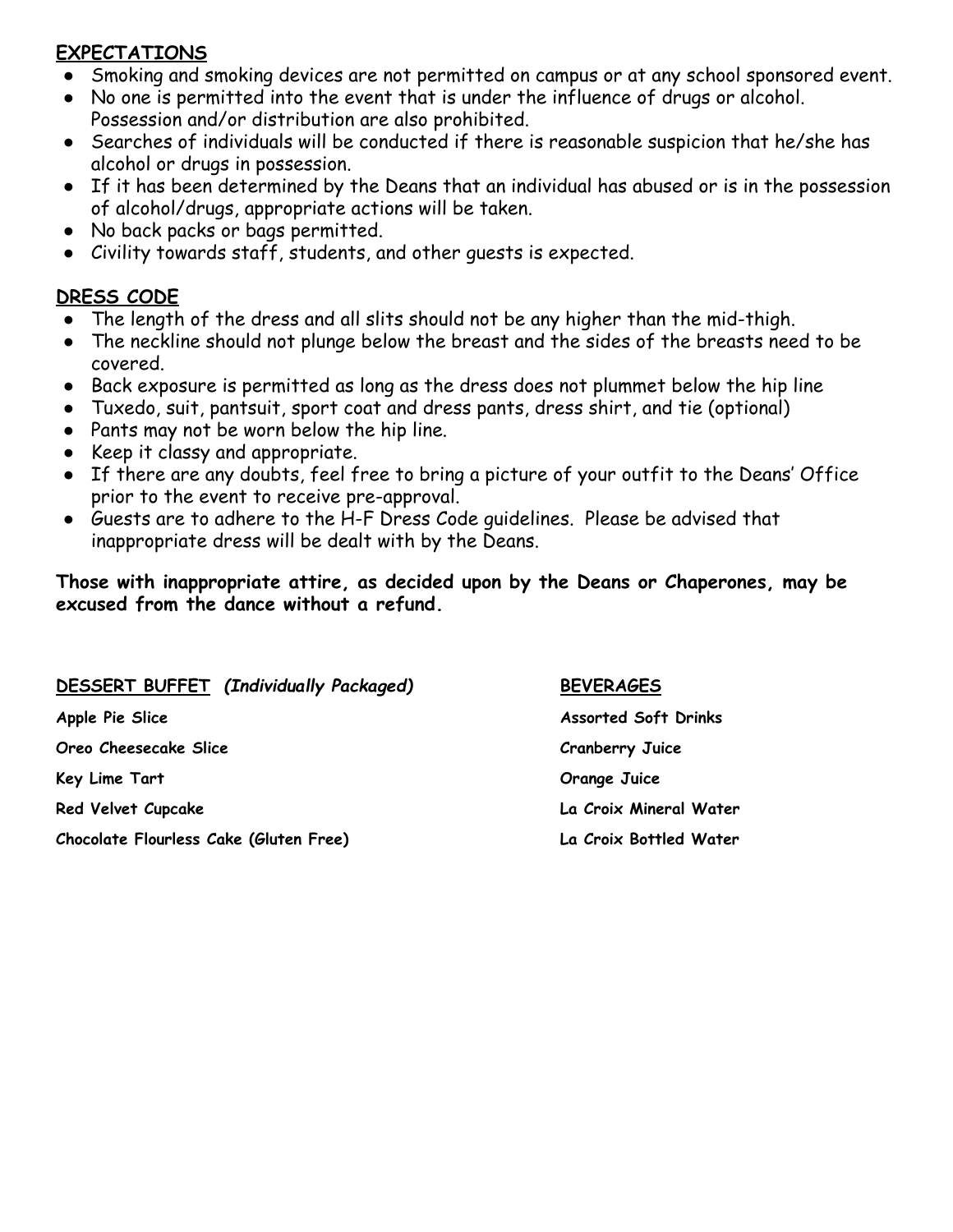## EXPECTATIONS

- Smoking and smoking devices are not permitted on campus or at any school sponsored event.
- No one is permitted into the event that is under the influence of drugs or alcohol. Possession and/or distribution are also prohibited.
- Searches of individuals will be conducted if there is reasonable suspicion that he/she has alcohol or drugs in possession.
- If it has been determined by the Deans that an individual has abused or is in the possession of alcohol/drugs, appropriate actions will be taken.
- No back packs or bags permitted.
- Civility towards staff, students, and other guests is expected.

## DRESS CODE

- The length of the dress and all slits should not be any higher than the mid-thigh.
- The neckline should not plunge below the breast and the sides of the breasts need to be covered.
- Back exposure is permitted as long as the dress does not plummet below the hip line
- Tuxedo, suit, pantsuit, sport coat and dress pants, dress shirt, and tie (optional)
- Pants may not be worn below the hip line.
- Keep it classy and appropriate.
- If there are any doubts, feel free to bring a picture of your outfit to the Deans' Office prior to the event to receive pre-approval.
- Guests are to adhere to the H-F Dress Code guidelines. Please be advised that inappropriate dress will be dealt with by the Deans.

**Those with inappropriate attire, as decided upon by the Deans or Chaperones, may be excused from the dance without a refund.**

**DESSERT BUFFET** ***(Individually Packaged)***

**Apple Pie Slice**

**Oreo Cheesecake Slice**

**Key Lime Tart**

**Red Velvet Cupcake**

**Chocolate Flourless Cake (Gluten Free)**

**BEVERAGES**

**Assorted Soft Drinks**

**Cranberry Juice**

**Orange Juice**

**La Croix Mineral Water**

**La Croix Bottled Water**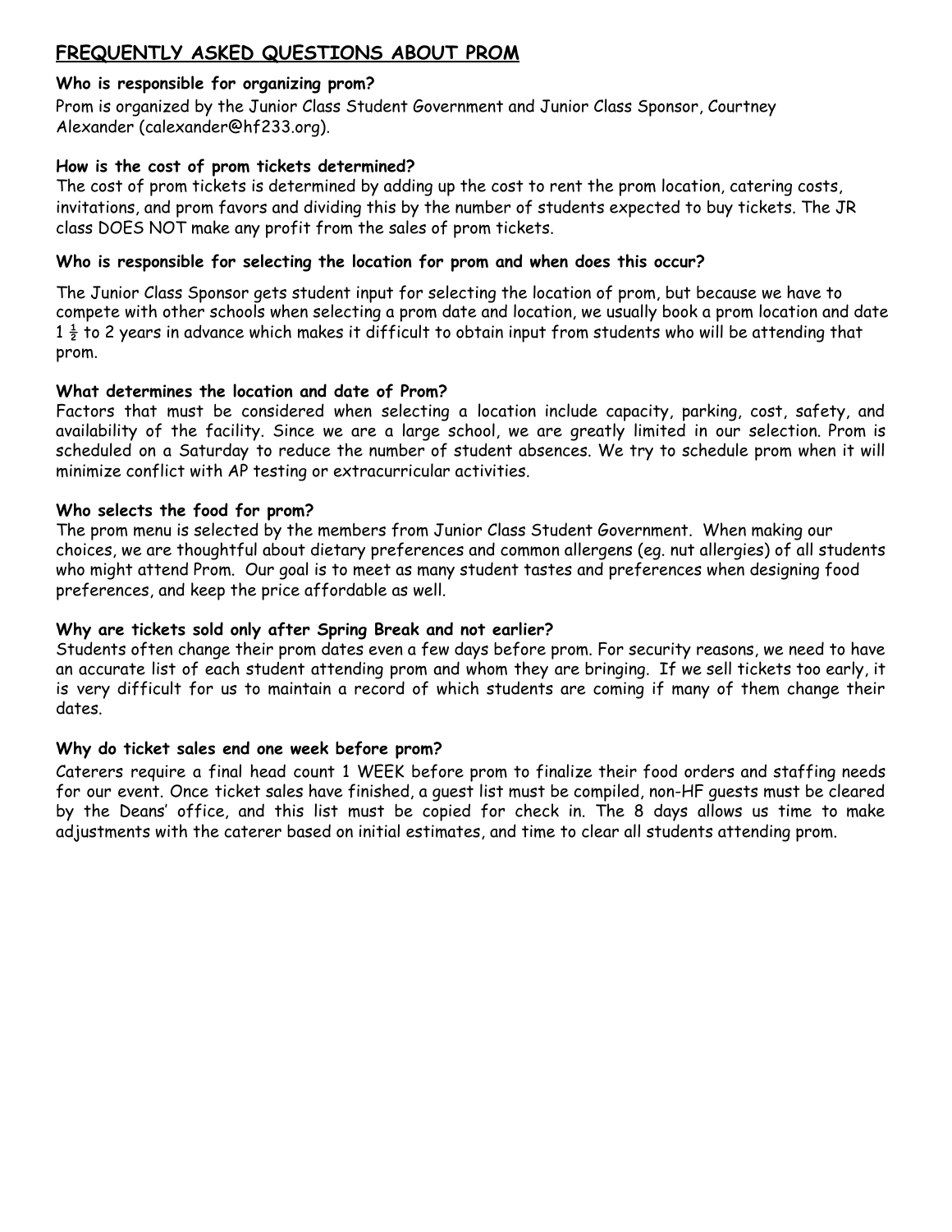## FREQUENTLY ASKED QUESTIONS ABOUT PROM

**Who is responsible for organizing prom?**

Prom is organized by the Junior Class Student Government and Junior Class Sponsor, Courtney Alexander (calexander@hf233.org).

**How is the cost of prom tickets determined?**

The cost of prom tickets is determined by adding up the cost to rent the prom location, catering costs, invitations, and prom favors and dividing this by the number of students expected to buy tickets. The JR class DOES NOT make any profit from the sales of prom tickets.

**Who is responsible for selecting the location for prom and when does this occur?**

The Junior Class Sponsor gets student input for selecting the location of prom, but because we have to compete with other schools when selecting a prom date and location, we usually book a prom location and date 1 ½ to 2 years in advance which makes it difficult to obtain input from students who will be attending that prom.

**What determines the location and date of Prom?**

Factors that must be considered when selecting a location include capacity, parking, cost, safety, and availability of the facility. Since we are a large school, we are greatly limited in our selection. Prom is scheduled on a Saturday to reduce the number of student absences. We try to schedule prom when it will minimize conflict with AP testing or extracurricular activities.

**Who selects the food for prom?**

The prom menu is selected by the members from Junior Class Student Government. When making our choices, we are thoughtful about dietary preferences and common allergens (eg. nut allergies) of all students who might attend Prom. Our goal is to meet as many student tastes and preferences when designing food preferences, and keep the price affordable as well.

**Why are tickets sold only after Spring Break and not earlier?**

Students often change their prom dates even a few days before prom. For security reasons, we need to have an accurate list of each student attending prom and whom they are bringing. If we sell tickets too early, it is very difficult for us to maintain a record of which students are coming if many of them change their dates.

**Why do ticket sales end one week before prom?**

Caterers require a final head count 1 WEEK before prom to finalize their food orders and staffing needs for our event. Once ticket sales have finished, a guest list must be compiled, non-HF guests must be cleared by the Deans' office, and this list must be copied for check in. The 8 days allows us time to make adjustments with the caterer based on initial estimates, and time to clear all students attending prom.